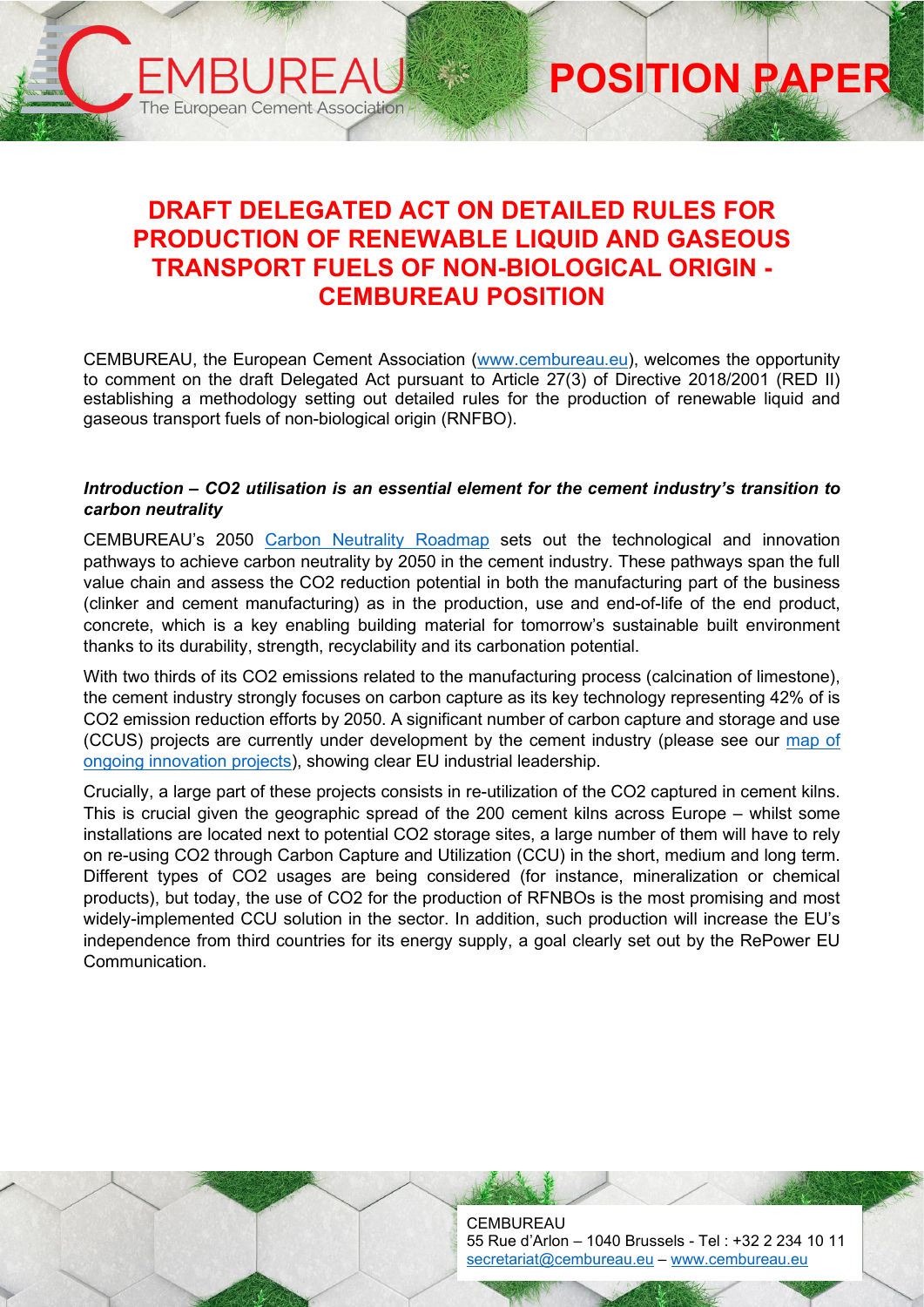# DRAFT DELEGATED ACT ON DETAILED RULES FOR PRODUCTION OF RENEWABLE LIQUID AND GASEOUS TRANSPORT FUELS OF NON-BIOLOGICAL ORIGIN - CEMBUREAU POSITION

CEMBUREAU, the European Cement Association (www.cembureau.eu), welcomes the opportunity to comment on the draft Delegated Act pursuant to Article 27(3) of Directive 2018/2001 (RED II) establishing a methodology setting out detailed rules for the production of renewable liquid and gaseous transport fuels of non-biological origin (RNFBO).

***Introduction – CO2 utilisation is an essential element for the cement industry's transition to carbon neutrality***

CEMBUREAU's 2050 Carbon Neutrality Roadmap sets out the technological and innovation pathways to achieve carbon neutrality by 2050 in the cement industry. These pathways span the full value chain and assess the CO2 reduction potential in both the manufacturing part of the business (clinker and cement manufacturing) as in the production, use and end-of-life of the end product, concrete, which is a key enabling building material for tomorrow's sustainable built environment thanks to its durability, strength, recyclability and its carbonation potential.

With two thirds of its CO2 emissions related to the manufacturing process (calcination of limestone), the cement industry strongly focuses on carbon capture as its key technology representing 42% of is CO2 emission reduction efforts by 2050. A significant number of carbon capture and storage and use (CCUS) projects are currently under development by the cement industry (please see our map of ongoing innovation projects), showing clear EU industrial leadership.

Crucially, a large part of these projects consists in re-utilization of the CO2 captured in cement kilns. This is crucial given the geographic spread of the 200 cement kilns across Europe – whilst some installations are located next to potential CO2 storage sites, a large number of them will have to rely on re-using CO2 through Carbon Capture and Utilization (CCU) in the short, medium and long term. Different types of CO2 usages are being considered (for instance, mineralization or chemical products), but today, the use of CO2 for the production of RFNBOs is the most promising and most widely-implemented CCU solution in the sector. In addition, such production will increase the EU's independence from third countries for its energy supply, a goal clearly set out by the RePower EU Communication.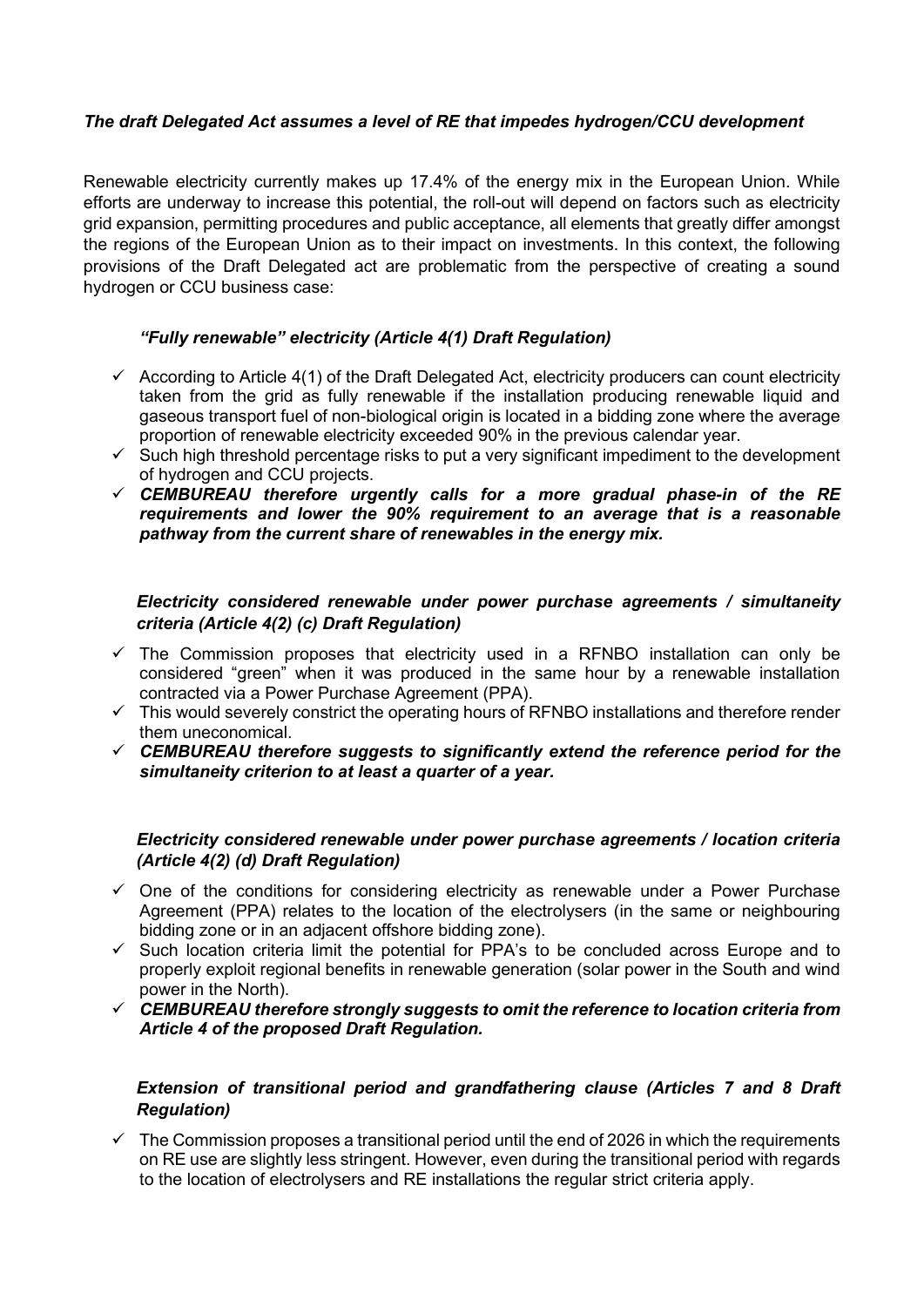### *The draft Delegated Act assumes a level of RE that impedes hydrogen/CCU development*

Renewable electricity currently makes up 17.4% of the energy mix in the European Union. While efforts are underway to increase this potential, the roll-out will depend on factors such as electricity grid expansion, permitting procedures and public acceptance, all elements that greatly differ amongst the regions of the European Union as to their impact on investments. In this context, the following provisions of the Draft Delegated act are problematic from the perspective of creating a sound hydrogen or CCU business case:

#### *"Fully renewable" electricity (Article 4(1) Draft Regulation)*

- ✓ According to Article 4(1) of the Draft Delegated Act, electricity producers can count electricity taken from the grid as fully renewable if the installation producing renewable liquid and gaseous transport fuel of non-biological origin is located in a bidding zone where the average proportion of renewable electricity exceeded 90% in the previous calendar year.
- ✓ Such high threshold percentage risks to put a very significant impediment to the development of hydrogen and CCU projects.
- ✓ ***CEMBUREAU therefore urgently calls for a more gradual phase-in of the RE requirements and lower the 90% requirement to an average that is a reasonable pathway from the current share of renewables in the energy mix.***

#### *Electricity considered renewable under power purchase agreements / simultaneity criteria (Article 4(2) (c) Draft Regulation)*

- ✓ The Commission proposes that electricity used in a RFNBO installation can only be considered "green" when it was produced in the same hour by a renewable installation contracted via a Power Purchase Agreement (PPA).
- ✓ This would severely constrict the operating hours of RFNBO installations and therefore render them uneconomical.
- ✓ ***CEMBUREAU therefore suggests to significantly extend the reference period for the simultaneity criterion to at least a quarter of a year.***

#### *Electricity considered renewable under power purchase agreements / location criteria (Article 4(2) (d) Draft Regulation)*

- ✓ One of the conditions for considering electricity as renewable under a Power Purchase Agreement (PPA) relates to the location of the electrolysers (in the same or neighbouring bidding zone or in an adjacent offshore bidding zone).
- ✓ Such location criteria limit the potential for PPA's to be concluded across Europe and to properly exploit regional benefits in renewable generation (solar power in the South and wind power in the North).
- ✓ ***CEMBUREAU therefore strongly suggests to omit the reference to location criteria from Article 4 of the proposed Draft Regulation.***

#### *Extension of transitional period and grandfathering clause (Articles 7 and 8 Draft Regulation)*

- ✓ The Commission proposes a transitional period until the end of 2026 in which the requirements on RE use are slightly less stringent. However, even during the transitional period with regards to the location of electrolysers and RE installations the regular strict criteria apply.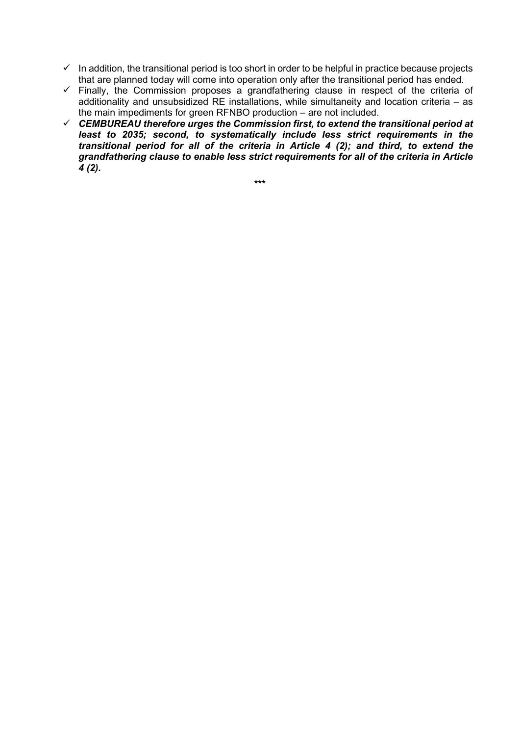- ✓ In addition, the transitional period is too short in order to be helpful in practice because projects that are planned today will come into operation only after the transitional period has ended.
- ✓ Finally, the Commission proposes a grandfathering clause in respect of the criteria of additionality and unsubsidized RE installations, while simultaneity and location criteria – as the main impediments for green RFNBO production – are not included.
- ✓ ***CEMBUREAU therefore urges the Commission first, to extend the transitional period at least to 2035; second, to systematically include less strict requirements in the transitional period for all of the criteria in Article 4 (2); and third, to extend the grandfathering clause to enable less strict requirements for all of the criteria in Article 4 (2).***

\*\*\*